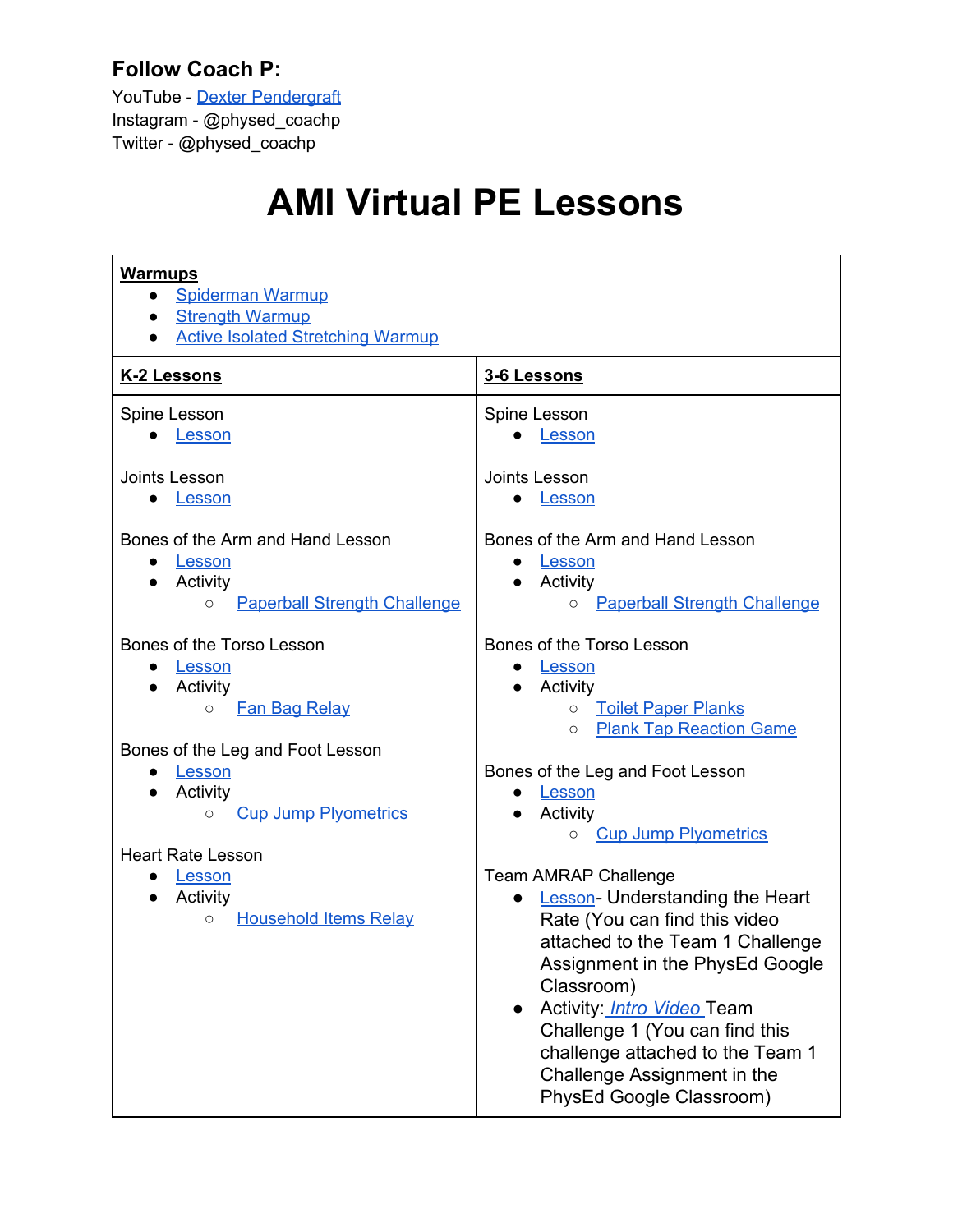**Follow Coach P:**

YouTube - Dexter Pendergraft
Instagram - @physed_coachp
Twitter - @physed_coachp

# AMI Virtual PE Lessons

**Warmups**

- Spiderman Warmup
- Strength Warmup
- Active Isolated Stretching Warmup

| K-2 Lessons | 3-6 Lessons |
|---|---|
| Spine Lesson<br>• Lesson<br><br>Joints Lesson<br>• Lesson<br><br>Bones of the Arm and Hand Lesson<br>• Lesson<br>• Activity<br>  ○ Paperball Strength Challenge<br><br>Bones of the Torso Lesson<br>• Lesson<br>• Activity<br>  ○ Fan Bag Relay<br><br>Bones of the Leg and Foot Lesson<br>• Lesson<br>• Activity<br>  ○ Cup Jump Plyometrics<br><br>Heart Rate Lesson<br>• Lesson<br>• Activity<br>  ○ Household Items Relay | Spine Lesson<br>• Lesson<br><br>Joints Lesson<br>• Lesson<br><br>Bones of the Arm and Hand Lesson<br>• Lesson<br>• Activity<br>  ○ Paperball Strength Challenge<br><br>Bones of the Torso Lesson<br>• Lesson<br>• Activity<br>  ○ Toilet Paper Planks<br>  ○ Plank Tap Reaction Game<br><br>Bones of the Leg and Foot Lesson<br>• Lesson<br>• Activity<br>  ○ Cup Jump Plyometrics<br><br>Team AMRAP Challenge<br>• Lesson- Understanding the Heart Rate (You can find this video attached to the Team 1 Challenge Assignment in the PhysEd Google Classroom)<br>• Activity: *Intro Video* Team Challenge 1 (You can find this challenge attached to the Team 1 Challenge Assignment in the PhysEd Google Classroom) |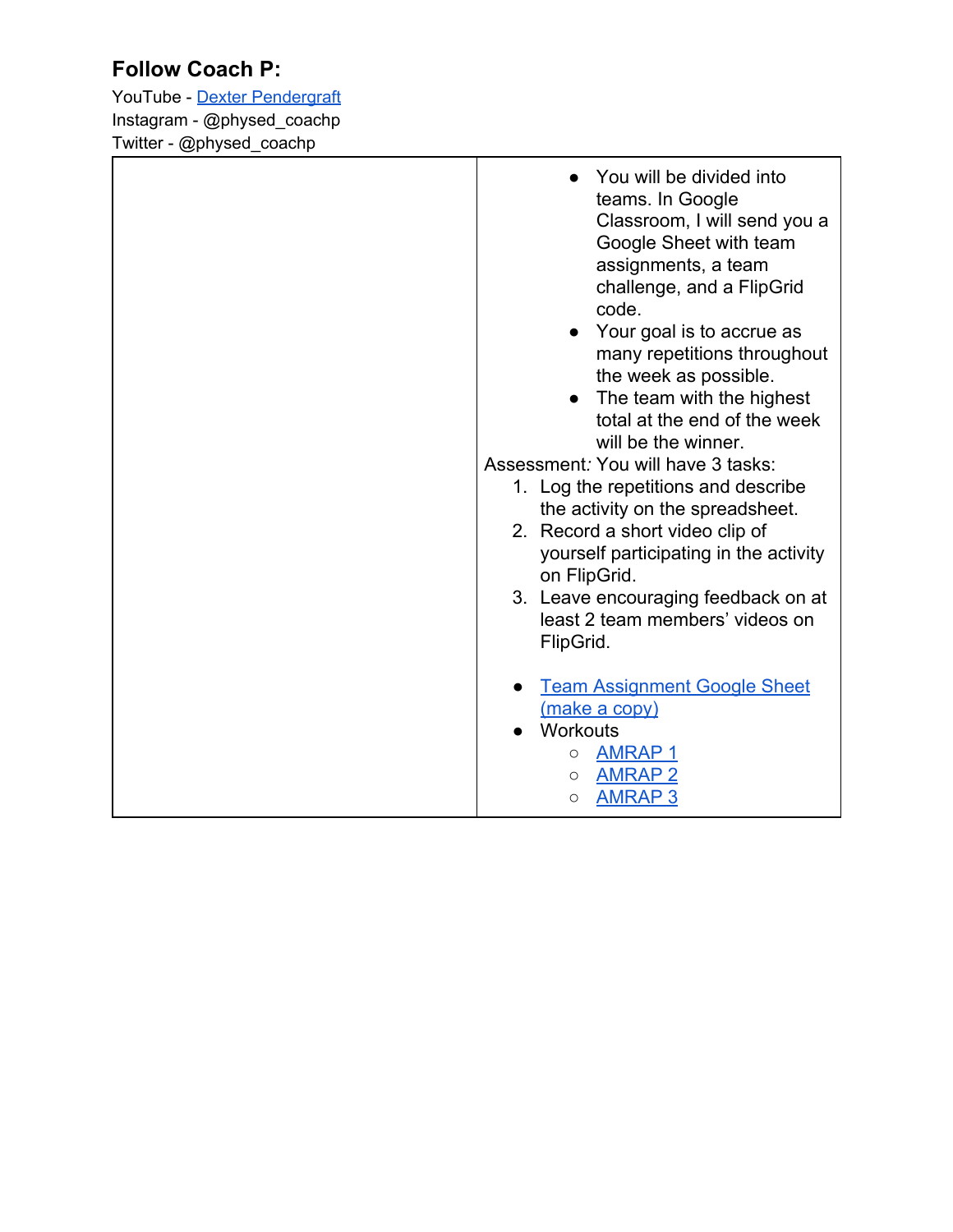### Follow Coach P:

YouTube - [Dexter Pendergraft]()
Instagram - @physed_coachp
Twitter - @physed_coachp

| | |
|---|---|
| | <ul><li>You will be divided into teams. In Google Classroom, I will send you a Google Sheet with team assignments, a team challenge, and a FlipGrid code.</li><li>Your goal is to accrue as many repetitions throughout the week as possible.</li><li>The team with the highest total at the end of the week will be the winner.</li></ul>Assessment*:* You will have 3 tasks:<ol><li>Log the repetitions and describe the activity on the spreadsheet.</li><li>Record a short video clip of yourself participating in the activity on FlipGrid.</li><li>Leave encouraging feedback on at least 2 team members' videos on FlipGrid.</li></ol><ul><li>[Team Assignment Google Sheet (make a copy)]()</li><li>Workouts<ul><li>[AMRAP 1]()</li><li>[AMRAP 2]()</li><li>[AMRAP 3]()</li></ul></li></ul> |